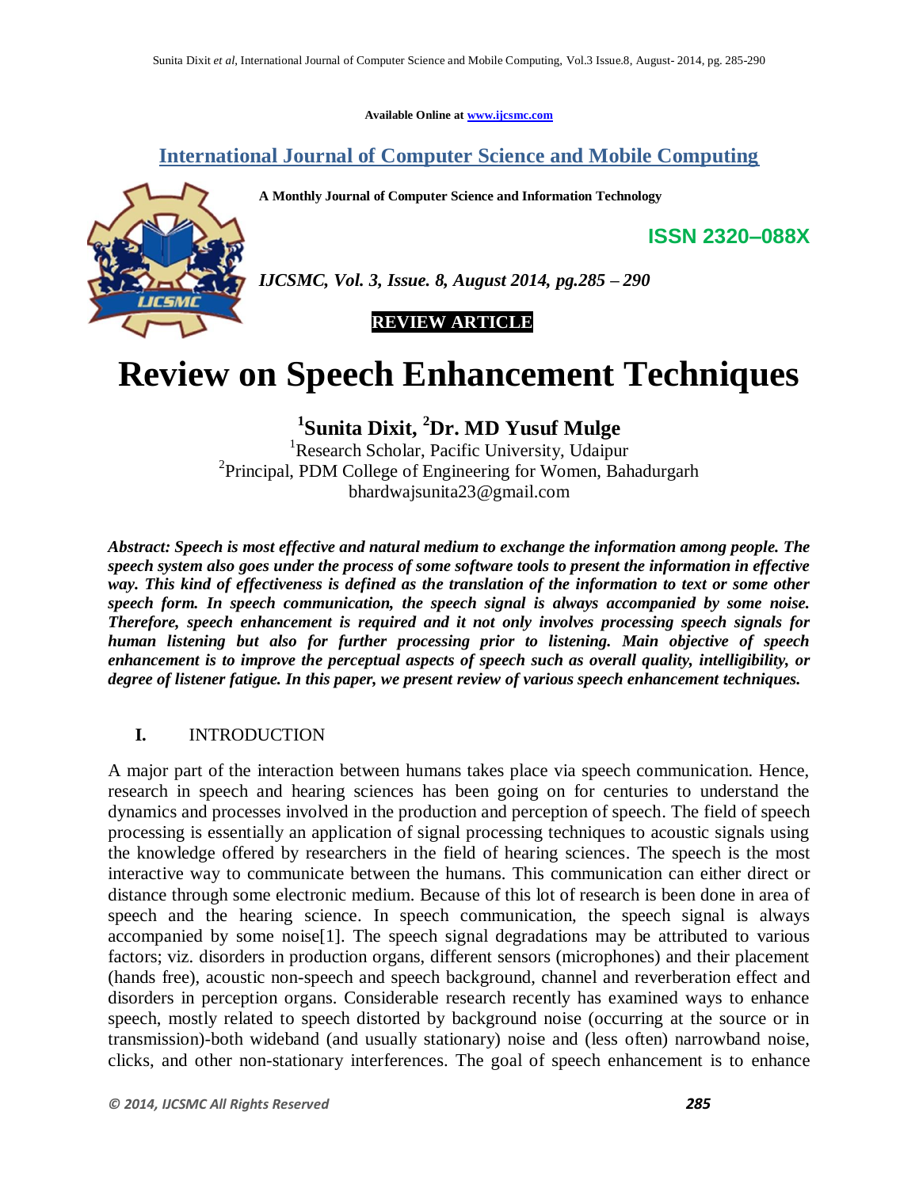Available Online at www.ijcsmc.com

## International Journal of Computer Science and Mobile Computing

**A Monthly Journal of Computer Science and Information Technology**

**ISSN 2320–088X**

*IJCSMC, Vol. 3, Issue. 8, August 2014, pg.285 – 290*

**REVIEW ARTICLE**

# Review on Speech Enhancement Techniques

**[1]Sunita Dixit, [2]Dr. MD Yusuf Mulge**

[1]Research Scholar, Pacific University, Udaipur
[2]Principal, PDM College of Engineering for Women, Bahadurgarh
bhardwajsunita23@gmail.com

***Abstract: Speech is most effective and natural medium to exchange the information among people. The speech system also goes under the process of some software tools to present the information in effective way. This kind of effectiveness is defined as the translation of the information to text or some other speech form. In speech communication, the speech signal is always accompanied by some noise. Therefore, speech enhancement is required and it not only involves processing speech signals for human listening but also for further processing prior to listening. Main objective of speech enhancement is to improve the perceptual aspects of speech such as overall quality, intelligibility, or degree of listener fatigue. In this paper, we present review of various speech enhancement techniques.***

## I. INTRODUCTION

A major part of the interaction between humans takes place via speech communication. Hence, research in speech and hearing sciences has been going on for centuries to understand the dynamics and processes involved in the production and perception of speech. The field of speech processing is essentially an application of signal processing techniques to acoustic signals using the knowledge offered by researchers in the field of hearing sciences. The speech is the most interactive way to communicate between the humans. This communication can either direct or distance through some electronic medium. Because of this lot of research is been done in area of speech and the hearing science. In speech communication, the speech signal is always accompanied by some noise[1]. The speech signal degradations may be attributed to various factors; viz. disorders in production organs, different sensors (microphones) and their placement (hands free), acoustic non-speech and speech background, channel and reverberation effect and disorders in perception organs. Considerable research recently has examined ways to enhance speech, mostly related to speech distorted by background noise (occurring at the source or in transmission)-both wideband (and usually stationary) noise and (less often) narrowband noise, clicks, and other non-stationary interferences. The goal of speech enhancement is to enhance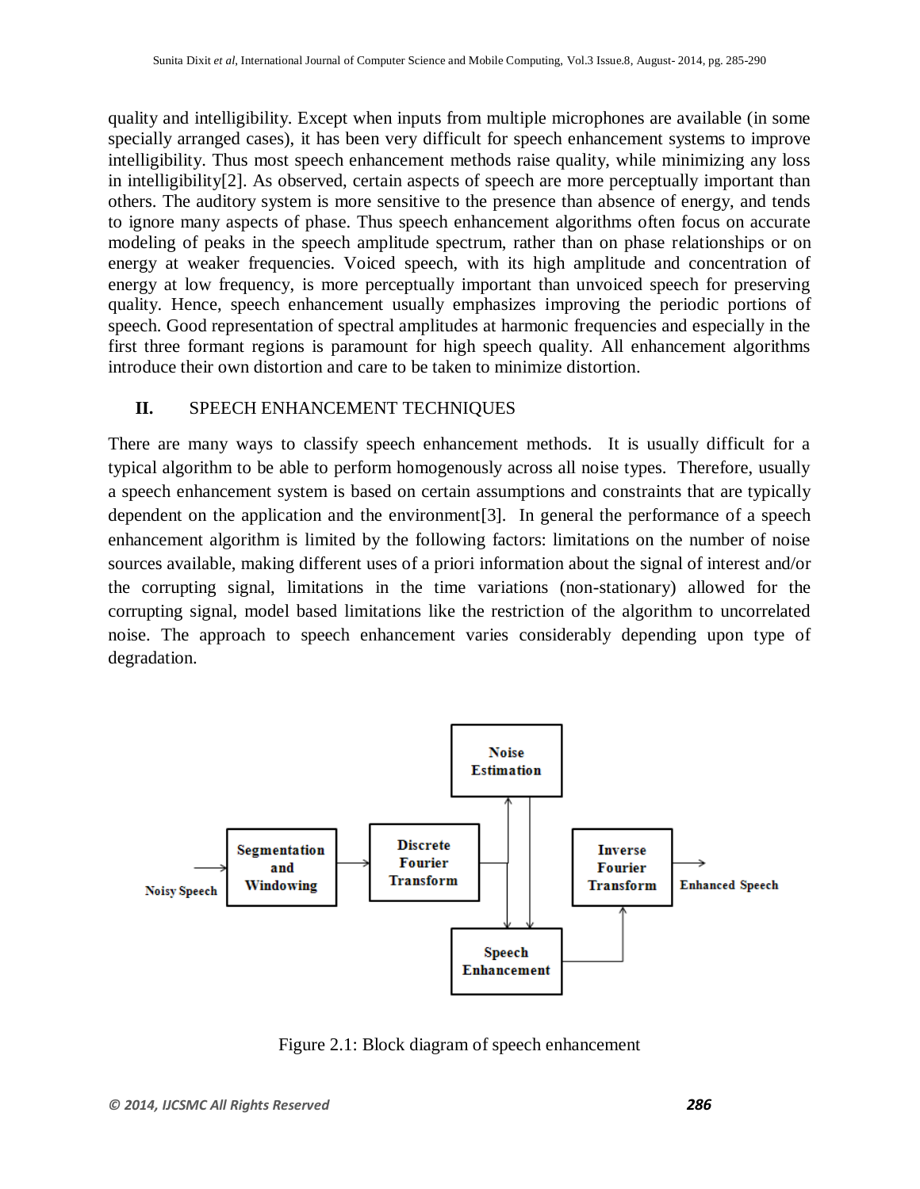quality and intelligibility. Except when inputs from multiple microphones are available (in some specially arranged cases), it has been very difficult for speech enhancement systems to improve intelligibility. Thus most speech enhancement methods raise quality, while minimizing any loss in intelligibility[2]. As observed, certain aspects of speech are more perceptually important than others. The auditory system is more sensitive to the presence than absence of energy, and tends to ignore many aspects of phase. Thus speech enhancement algorithms often focus on accurate modeling of peaks in the speech amplitude spectrum, rather than on phase relationships or on energy at weaker frequencies. Voiced speech, with its high amplitude and concentration of energy at low frequency, is more perceptually important than unvoiced speech for preserving quality. Hence, speech enhancement usually emphasizes improving the periodic portions of speech. Good representation of spectral amplitudes at harmonic frequencies and especially in the first three formant regions is paramount for high speech quality. All enhancement algorithms introduce their own distortion and care to be taken to minimize distortion.

## II. SPEECH ENHANCEMENT TECHNIQUES

There are many ways to classify speech enhancement methods. It is usually difficult for a typical algorithm to be able to perform homogenously across all noise types. Therefore, usually a speech enhancement system is based on certain assumptions and constraints that are typically dependent on the application and the environment[3]. In general the performance of a speech enhancement algorithm is limited by the following factors: limitations on the number of noise sources available, making different uses of a priori information about the signal of interest and/or the corrupting signal, limitations in the time variations (non-stationary) allowed for the corrupting signal, model based limitations like the restriction of the algorithm to uncorrelated noise. The approach to speech enhancement varies considerably depending upon type of degradation.

Noise Estimation

Noisy Speech

Segmentation and Windowing

Discrete Fourier Transform

Inverse Fourier Transform

Enhanced Speech

Speech Enhancement

Figure 2.1: Block diagram of speech enhancement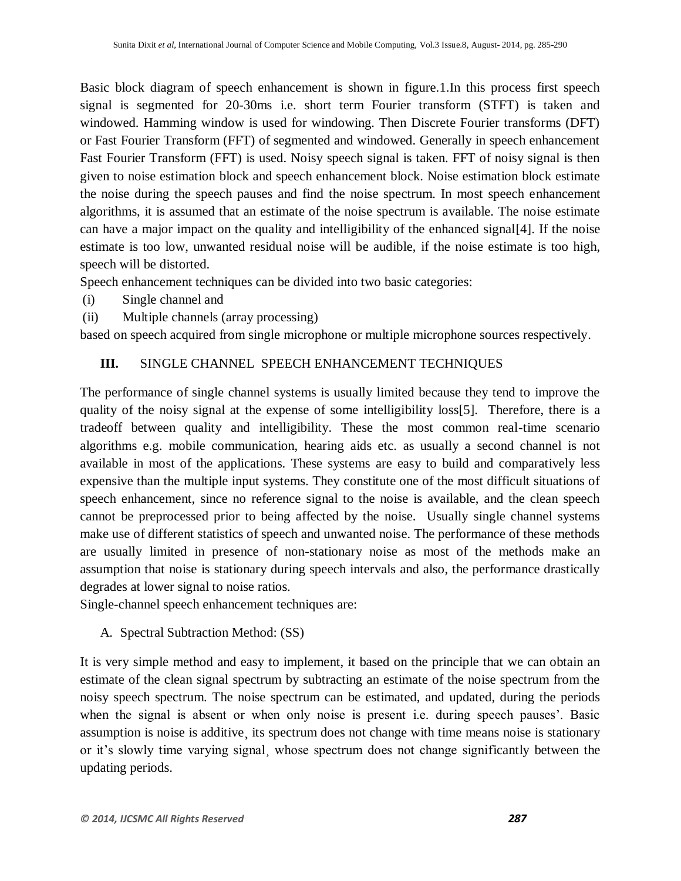Basic block diagram of speech enhancement is shown in figure.1.In this process first speech signal is segmented for 20-30ms i.e. short term Fourier transform (STFT) is taken and windowed. Hamming window is used for windowing. Then Discrete Fourier transforms (DFT) or Fast Fourier Transform (FFT) of segmented and windowed. Generally in speech enhancement Fast Fourier Transform (FFT) is used. Noisy speech signal is taken. FFT of noisy signal is then given to noise estimation block and speech enhancement block. Noise estimation block estimate the noise during the speech pauses and find the noise spectrum. In most speech enhancement algorithms, it is assumed that an estimate of the noise spectrum is available. The noise estimate can have a major impact on the quality and intelligibility of the enhanced signal[4]. If the noise estimate is too low, unwanted residual noise will be audible, if the noise estimate is too high, speech will be distorted.

Speech enhancement techniques can be divided into two basic categories:

(i) Single channel and

(ii) Multiple channels (array processing)

based on speech acquired from single microphone or multiple microphone sources respectively.

## III. SINGLE CHANNEL SPEECH ENHANCEMENT TECHNIQUES

The performance of single channel systems is usually limited because they tend to improve the quality of the noisy signal at the expense of some intelligibility loss[5]. Therefore, there is a tradeoff between quality and intelligibility. These the most common real-time scenario algorithms e.g. mobile communication, hearing aids etc. as usually a second channel is not available in most of the applications. These systems are easy to build and comparatively less expensive than the multiple input systems. They constitute one of the most difficult situations of speech enhancement, since no reference signal to the noise is available, and the clean speech cannot be preprocessed prior to being affected by the noise. Usually single channel systems make use of different statistics of speech and unwanted noise. The performance of these methods are usually limited in presence of non-stationary noise as most of the methods make an assumption that noise is stationary during speech intervals and also, the performance drastically degrades at lower signal to noise ratios.

Single-channel speech enhancement techniques are:

A. Spectral Subtraction Method: (SS)

It is very simple method and easy to implement, it based on the principle that we can obtain an estimate of the clean signal spectrum by subtracting an estimate of the noise spectrum from the noisy speech spectrum. The noise spectrum can be estimated, and updated, during the periods when the signal is absent or when only noise is present i.e. during speech pauses'. Basic assumption is noise is additive¸ its spectrum does not change with time means noise is stationary or it's slowly time varying signal¸ whose spectrum does not change significantly between the updating periods.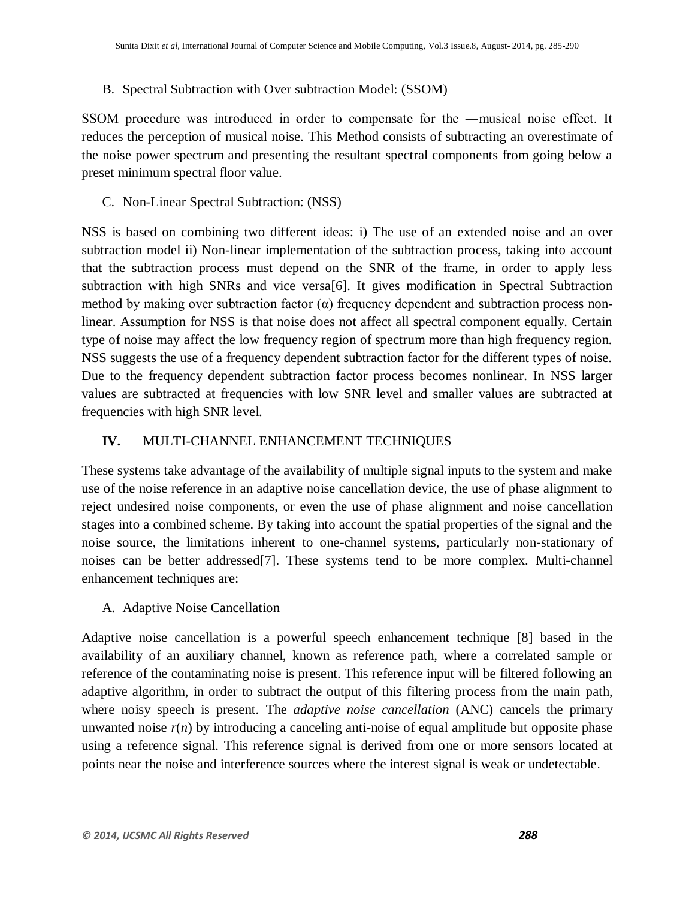### B. Spectral Subtraction with Over subtraction Model: (SSOM)

SSOM procedure was introduced in order to compensate for the ―musical noise effect. It reduces the perception of musical noise. This Method consists of subtracting an overestimate of the noise power spectrum and presenting the resultant spectral components from going below a preset minimum spectral floor value.

### C. Non-Linear Spectral Subtraction: (NSS)

NSS is based on combining two different ideas: i) The use of an extended noise and an over subtraction model ii) Non-linear implementation of the subtraction process, taking into account that the subtraction process must depend on the SNR of the frame, in order to apply less subtraction with high SNRs and vice versa[6]. It gives modification in Spectral Subtraction method by making over subtraction factor ($\alpha$) frequency dependent and subtraction process non-linear. Assumption for NSS is that noise does not affect all spectral component equally. Certain type of noise may affect the low frequency region of spectrum more than high frequency region. NSS suggests the use of a frequency dependent subtraction factor for the different types of noise. Due to the frequency dependent subtraction factor process becomes nonlinear. In NSS larger values are subtracted at frequencies with low SNR level and smaller values are subtracted at frequencies with high SNR level.

## IV. MULTI-CHANNEL ENHANCEMENT TECHNIQUES

These systems take advantage of the availability of multiple signal inputs to the system and make use of the noise reference in an adaptive noise cancellation device, the use of phase alignment to reject undesired noise components, or even the use of phase alignment and noise cancellation stages into a combined scheme. By taking into account the spatial properties of the signal and the noise source, the limitations inherent to one-channel systems, particularly non-stationary of noises can be better addressed[7]. These systems tend to be more complex. Multi-channel enhancement techniques are:

### A. Adaptive Noise Cancellation

Adaptive noise cancellation is a powerful speech enhancement technique [8] based in the availability of an auxiliary channel, known as reference path, where a correlated sample or reference of the contaminating noise is present. This reference input will be filtered following an adaptive algorithm, in order to subtract the output of this filtering process from the main path, where noisy speech is present. The *adaptive noise cancellation* (ANC) cancels the primary unwanted noise $r(n)$ by introducing a canceling anti-noise of equal amplitude but opposite phase using a reference signal. This reference signal is derived from one or more sensors located at points near the noise and interference sources where the interest signal is weak or undetectable.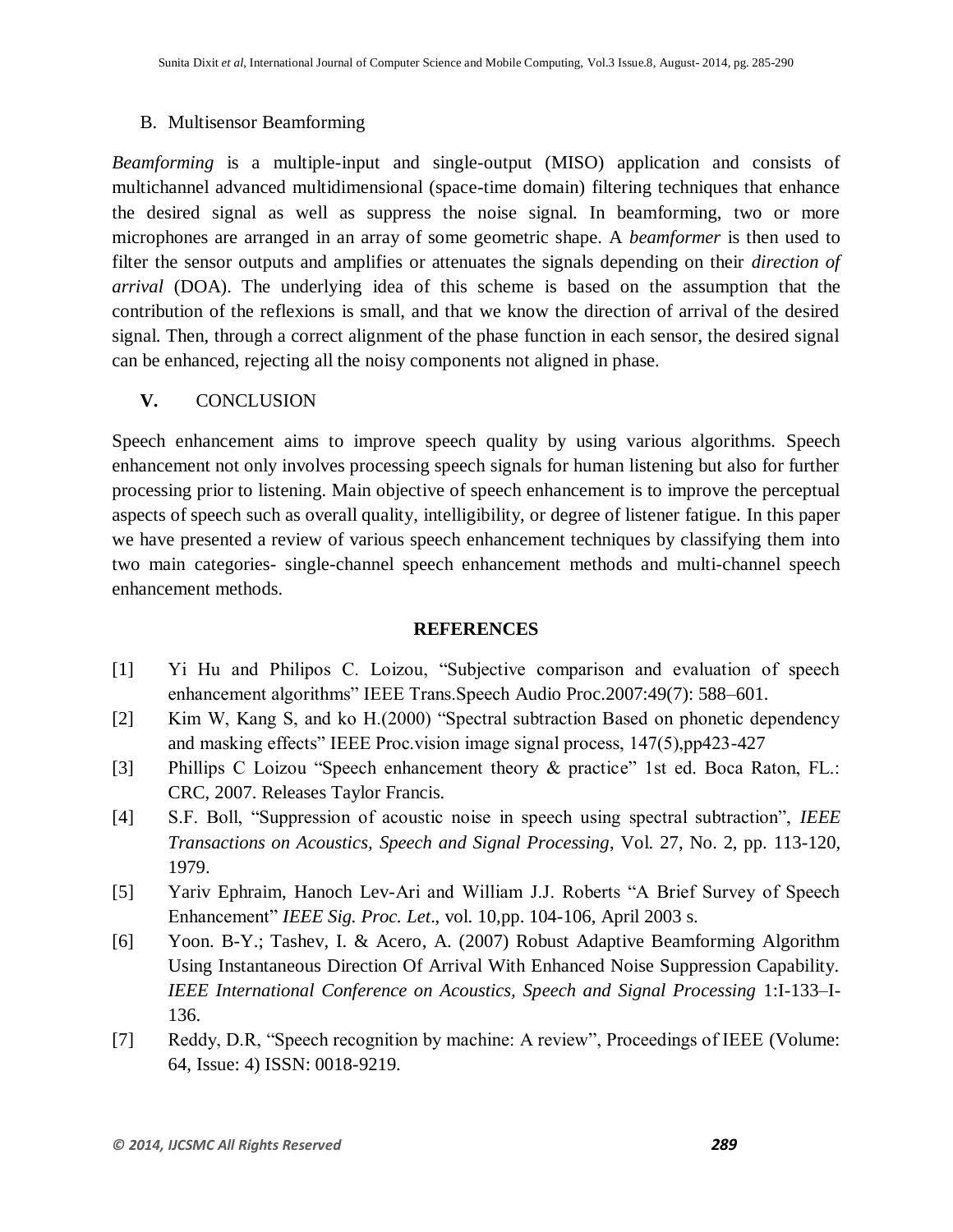### B. Multisensor Beamforming

*Beamforming* is a multiple-input and single-output (MISO) application and consists of multichannel advanced multidimensional (space-time domain) filtering techniques that enhance the desired signal as well as suppress the noise signal. In beamforming, two or more microphones are arranged in an array of some geometric shape. A *beamformer* is then used to filter the sensor outputs and amplifies or attenuates the signals depending on their *direction of arrival* (DOA). The underlying idea of this scheme is based on the assumption that the contribution of the reflexions is small, and that we know the direction of arrival of the desired signal. Then, through a correct alignment of the phase function in each sensor, the desired signal can be enhanced, rejecting all the noisy components not aligned in phase.

## V. CONCLUSION

Speech enhancement aims to improve speech quality by using various algorithms. Speech enhancement not only involves processing speech signals for human listening but also for further processing prior to listening. Main objective of speech enhancement is to improve the perceptual aspects of speech such as overall quality, intelligibility, or degree of listener fatigue. In this paper we have presented a review of various speech enhancement techniques by classifying them into two main categories- single-channel speech enhancement methods and multi-channel speech enhancement methods.

## REFERENCES

[1] Yi Hu and Philipos C. Loizou, "Subjective comparison and evaluation of speech enhancement algorithms" IEEE Trans.Speech Audio Proc.2007:49(7): 588–601.

[2] Kim W, Kang S, and ko H.(2000) "Spectral subtraction Based on phonetic dependency and masking effects" IEEE Proc.vision image signal process, 147(5),pp423-427

[3] Phillips C Loizou "Speech enhancement theory & practice" 1st ed. Boca Raton, FL.: CRC, 2007. Releases Taylor Francis.

[4] S.F. Boll, "Suppression of acoustic noise in speech using spectral subtraction", *IEEE Transactions on Acoustics, Speech and Signal Processing*, Vol. 27, No. 2, pp. 113-120, 1979.

[5] Yariv Ephraim, Hanoch Lev-Ari and William J.J. Roberts "A Brief Survey of Speech Enhancement" *IEEE Sig. Proc. Let*., vol. 10,pp. 104-106, April 2003 s.

[6] Yoon. B-Y.; Tashev, I. & Acero, A. (2007) Robust Adaptive Beamforming Algorithm Using Instantaneous Direction Of Arrival With Enhanced Noise Suppression Capability. *IEEE International Conference on Acoustics, Speech and Signal Processing* 1:I-133–I-136.

[7] Reddy, D.R, "Speech recognition by machine: A review", Proceedings of IEEE (Volume: 64, Issue: 4) ISSN: 0018-9219.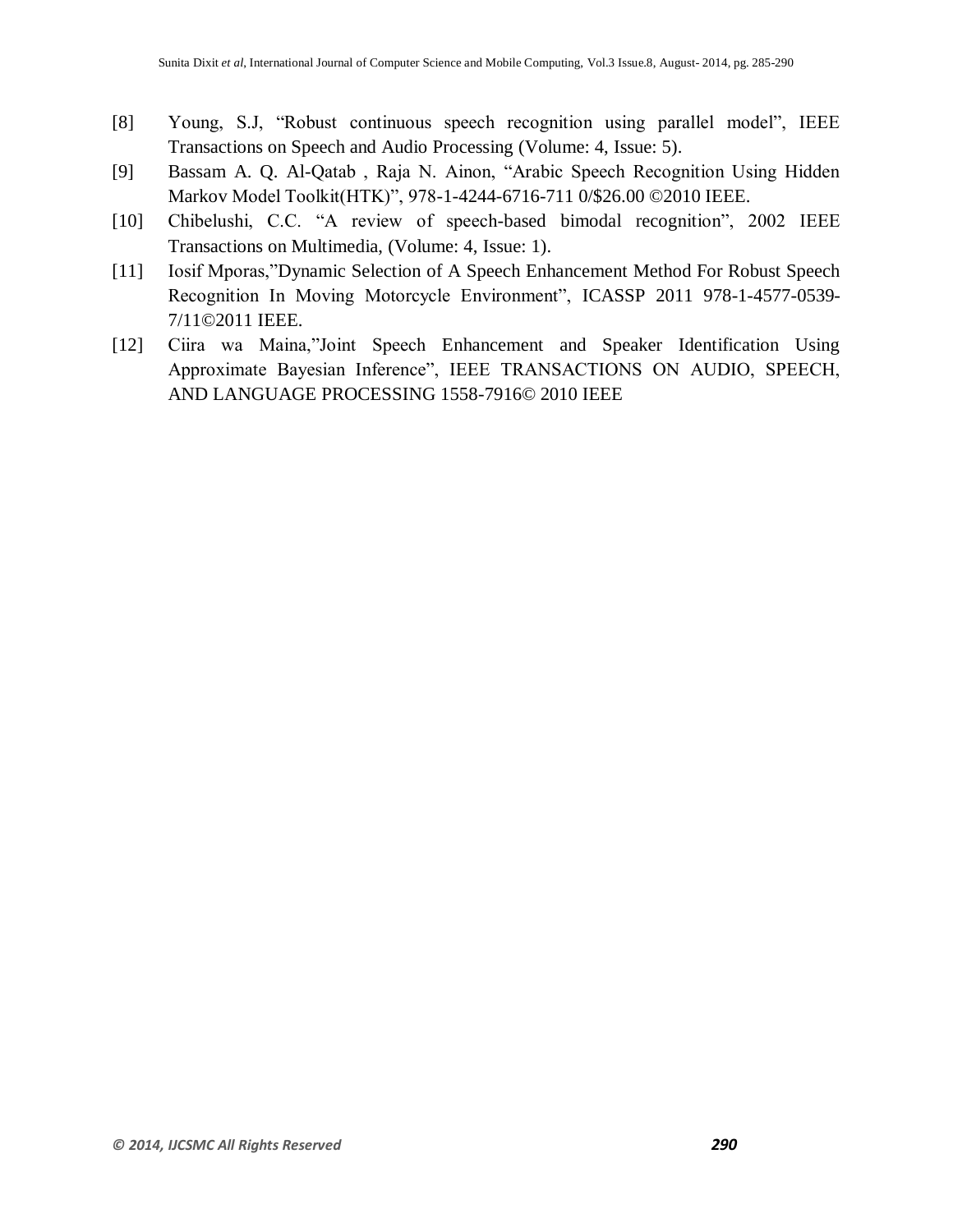[8] Young, S.J, "Robust continuous speech recognition using parallel model", IEEE Transactions on Speech and Audio Processing (Volume: 4, Issue: 5).

[9] Bassam A. Q. Al-Qatab , Raja N. Ainon, "Arabic Speech Recognition Using Hidden Markov Model Toolkit(HTK)", 978-1-4244-6716-711 0/$26.00 ©2010 IEEE.

[10] Chibelushi, C.C. "A review of speech-based bimodal recognition", 2002 IEEE Transactions on Multimedia, (Volume: 4, Issue: 1).

[11] Iosif Mporas,"Dynamic Selection of A Speech Enhancement Method For Robust Speech Recognition In Moving Motorcycle Environment", ICASSP 2011 978-1-4577-0539-7/11©2011 IEEE.

[12] Ciira wa Maina,"Joint Speech Enhancement and Speaker Identification Using Approximate Bayesian Inference", IEEE TRANSACTIONS ON AUDIO, SPEECH, AND LANGUAGE PROCESSING 1558-7916© 2010 IEEE